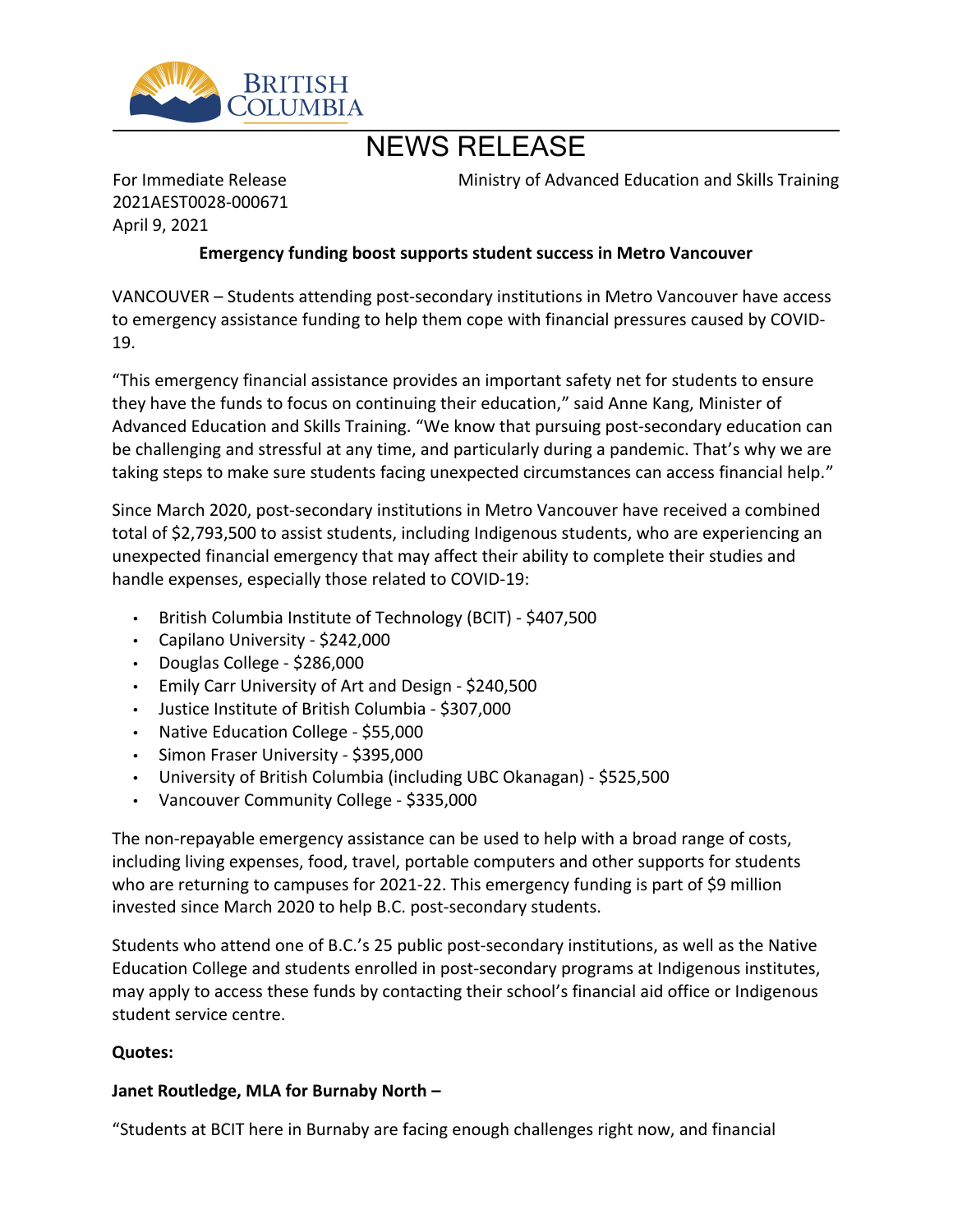BRITISH COLUMBIA

# NEWS RELEASE

For Immediate Release
2021AEST0028-000671
April 9, 2021

Ministry of Advanced Education and Skills Training

**Emergency funding boost supports student success in Metro Vancouver**

VANCOUVER – Students attending post-secondary institutions in Metro Vancouver have access to emergency assistance funding to help them cope with financial pressures caused by COVID-19.

"This emergency financial assistance provides an important safety net for students to ensure they have the funds to focus on continuing their education," said Anne Kang, Minister of Advanced Education and Skills Training. "We know that pursuing post-secondary education can be challenging and stressful at any time, and particularly during a pandemic. That's why we are taking steps to make sure students facing unexpected circumstances can access financial help."

Since March 2020, post-secondary institutions in Metro Vancouver have received a combined total of $2,793,500 to assist students, including Indigenous students, who are experiencing an unexpected financial emergency that may affect their ability to complete their studies and handle expenses, especially those related to COVID-19:

- British Columbia Institute of Technology (BCIT) - $407,500
- Capilano University - $242,000
- Douglas College - $286,000
- Emily Carr University of Art and Design - $240,500
- Justice Institute of British Columbia - $307,000
- Native Education College - $55,000
- Simon Fraser University - $395,000
- University of British Columbia (including UBC Okanagan) - $525,500
- Vancouver Community College - $335,000

The non-repayable emergency assistance can be used to help with a broad range of costs, including living expenses, food, travel, portable computers and other supports for students who are returning to campuses for 2021-22. This emergency funding is part of $9 million invested since March 2020 to help B.C. post-secondary students.

Students who attend one of B.C.'s 25 public post-secondary institutions, as well as the Native Education College and students enrolled in post-secondary programs at Indigenous institutes, may apply to access these funds by contacting their school's financial aid office or Indigenous student service centre.

**Quotes:**

**Janet Routledge, MLA for Burnaby North –**

"Students at BCIT here in Burnaby are facing enough challenges right now, and financial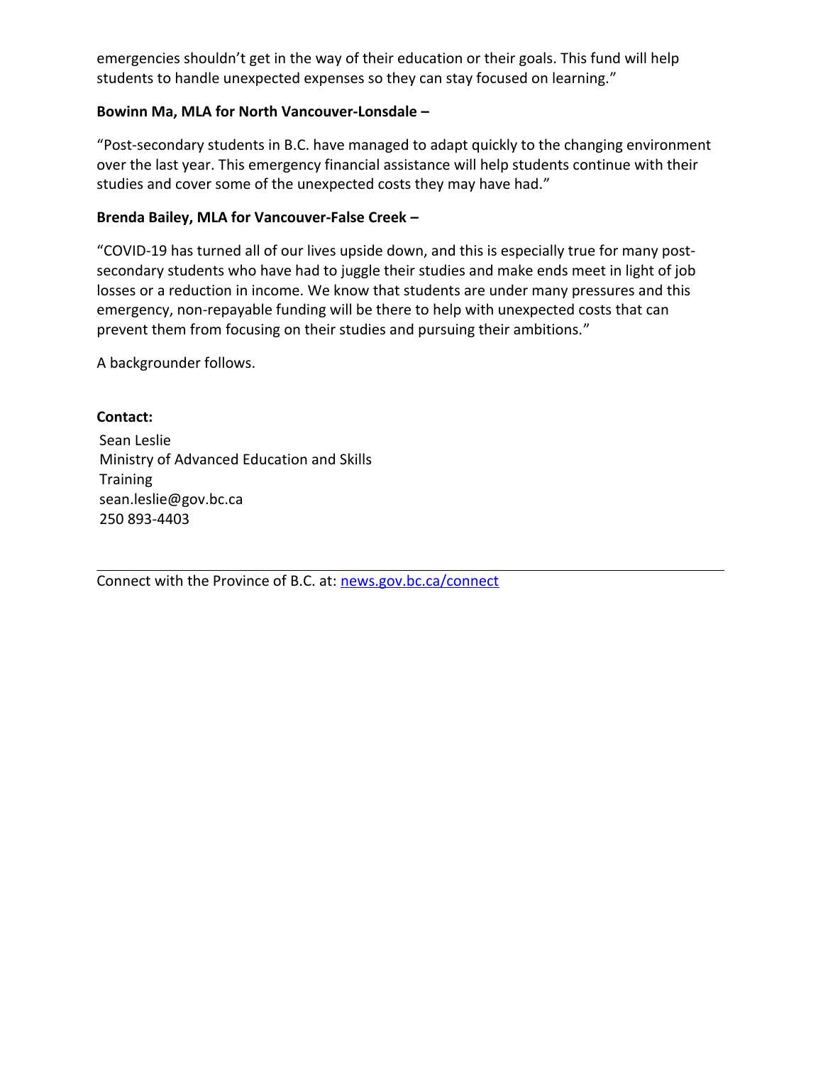emergencies shouldn't get in the way of their education or their goals. This fund will help students to handle unexpected expenses so they can stay focused on learning."

**Bowinn Ma, MLA for North Vancouver-Lonsdale –**

"Post-secondary students in B.C. have managed to adapt quickly to the changing environment over the last year. This emergency financial assistance will help students continue with their studies and cover some of the unexpected costs they may have had."

**Brenda Bailey, MLA for Vancouver-False Creek –**

"COVID-19 has turned all of our lives upside down, and this is especially true for many post-secondary students who have had to juggle their studies and make ends meet in light of job losses or a reduction in income. We know that students are under many pressures and this emergency, non-repayable funding will be there to help with unexpected costs that can prevent them from focusing on their studies and pursuing their ambitions."

A backgrounder follows.

**Contact:**

Sean Leslie
Ministry of Advanced Education and Skills Training
sean.leslie@gov.bc.ca
250 893-4403

---

Connect with the Province of B.C. at: [news.gov.bc.ca/connect](news.gov.bc.ca/connect)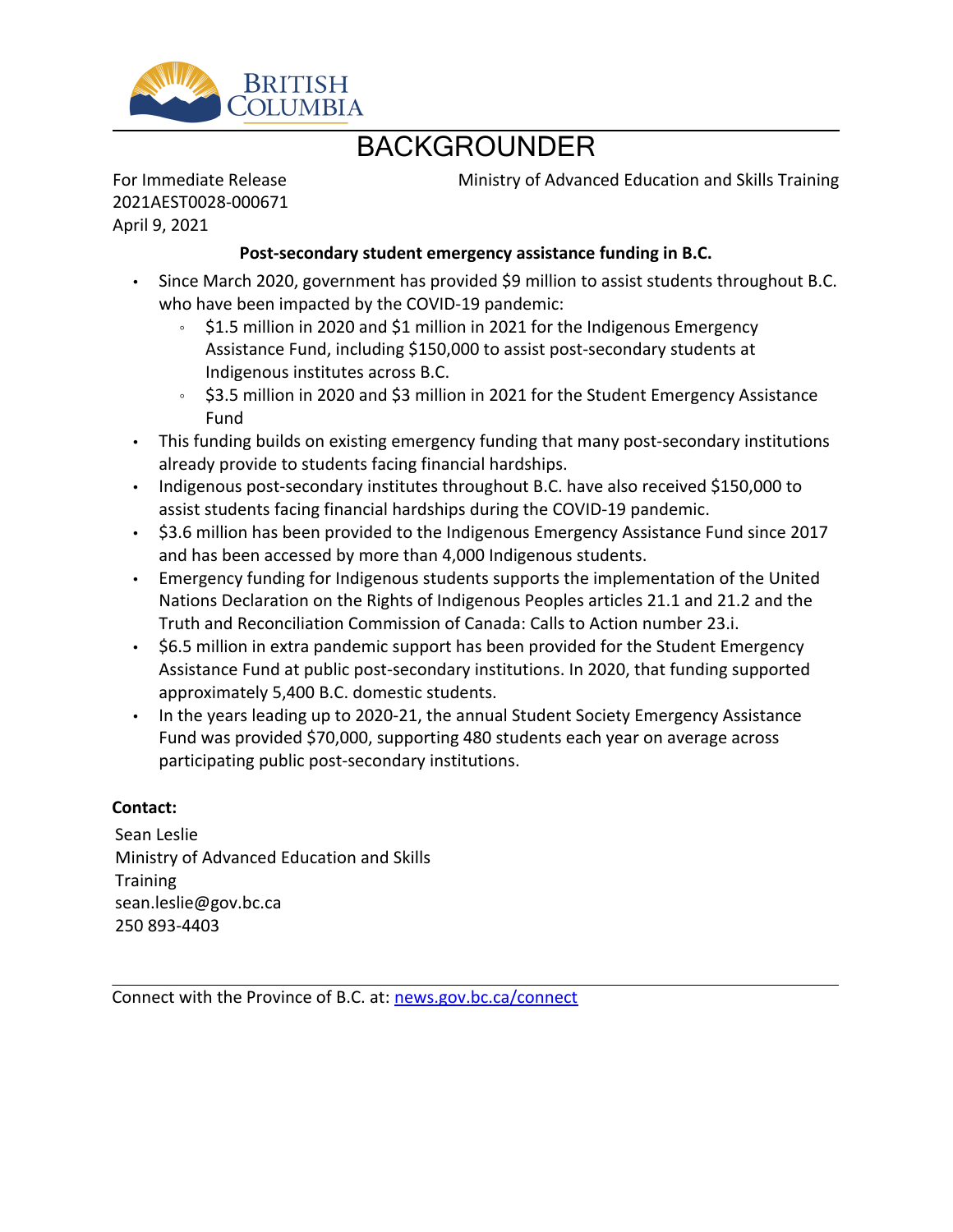# BACKGROUNDER

For Immediate Release
2021AEST0028-000671
April 9, 2021

Ministry of Advanced Education and Skills Training

**Post-secondary student emergency assistance funding in B.C.**

- Since March 2020, government has provided $9 million to assist students throughout B.C. who have been impacted by the COVID-19 pandemic:
  - $1.5 million in 2020 and $1 million in 2021 for the Indigenous Emergency Assistance Fund, including $150,000 to assist post-secondary students at Indigenous institutes across B.C.
  - $3.5 million in 2020 and $3 million in 2021 for the Student Emergency Assistance Fund
- This funding builds on existing emergency funding that many post-secondary institutions already provide to students facing financial hardships.
- Indigenous post-secondary institutes throughout B.C. have also received $150,000 to assist students facing financial hardships during the COVID-19 pandemic.
- $3.6 million has been provided to the Indigenous Emergency Assistance Fund since 2017 and has been accessed by more than 4,000 Indigenous students.
- Emergency funding for Indigenous students supports the implementation of the United Nations Declaration on the Rights of Indigenous Peoples articles 21.1 and 21.2 and the Truth and Reconciliation Commission of Canada: Calls to Action number 23.i.
- $6.5 million in extra pandemic support has been provided for the Student Emergency Assistance Fund at public post-secondary institutions. In 2020, that funding supported approximately 5,400 B.C. domestic students.
- In the years leading up to 2020-21, the annual Student Society Emergency Assistance Fund was provided $70,000, supporting 480 students each year on average across participating public post-secondary institutions.

**Contact:**

Sean Leslie
Ministry of Advanced Education and Skills Training
sean.leslie@gov.bc.ca
250 893-4403

Connect with the Province of B.C. at: [news.gov.bc.ca/connect](news.gov.bc.ca/connect)